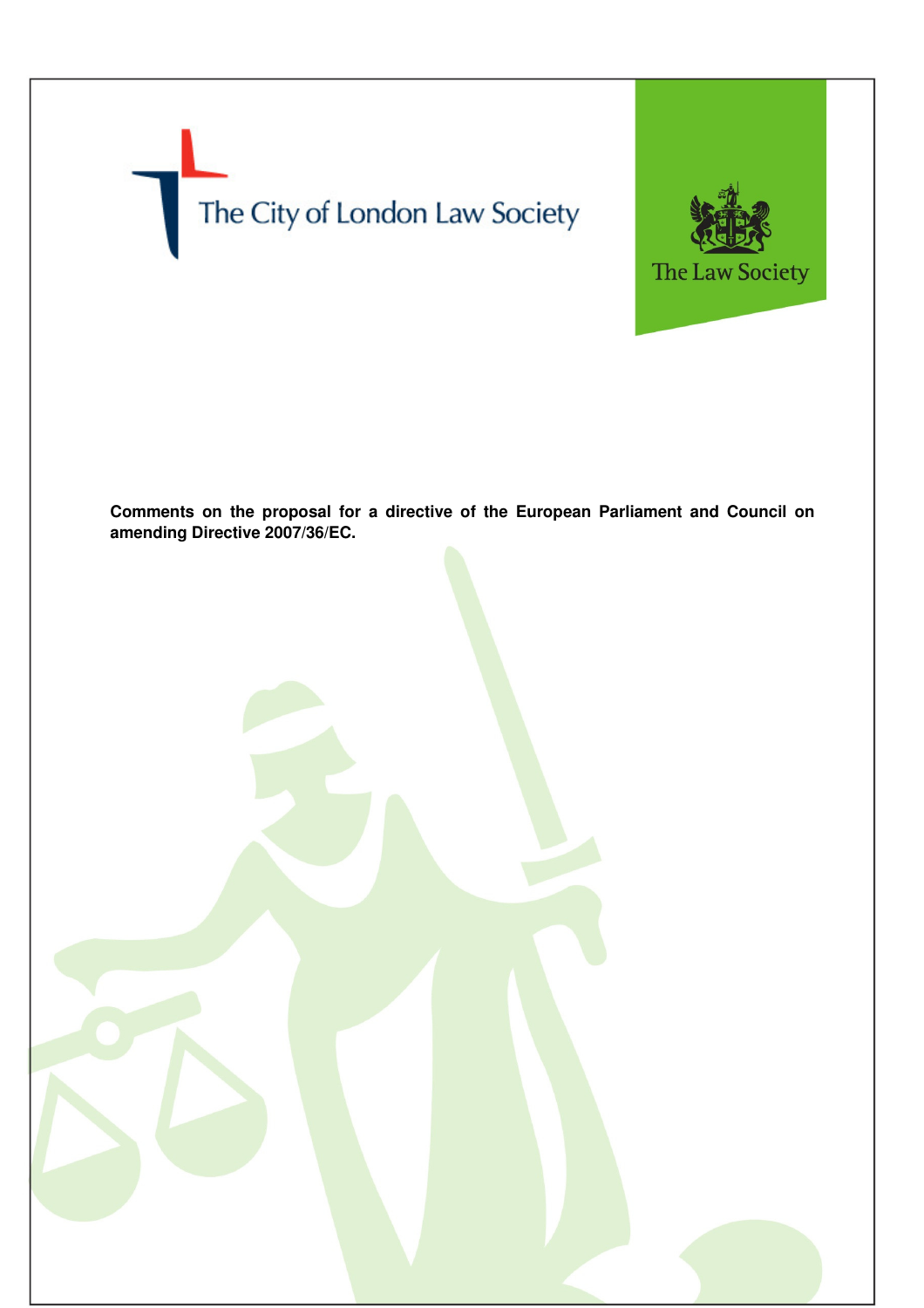The City of London Law Society

The Law Society

**Comments on the proposal for a directive of the European Parliament and Council on amending Directive 2007/36/EC.**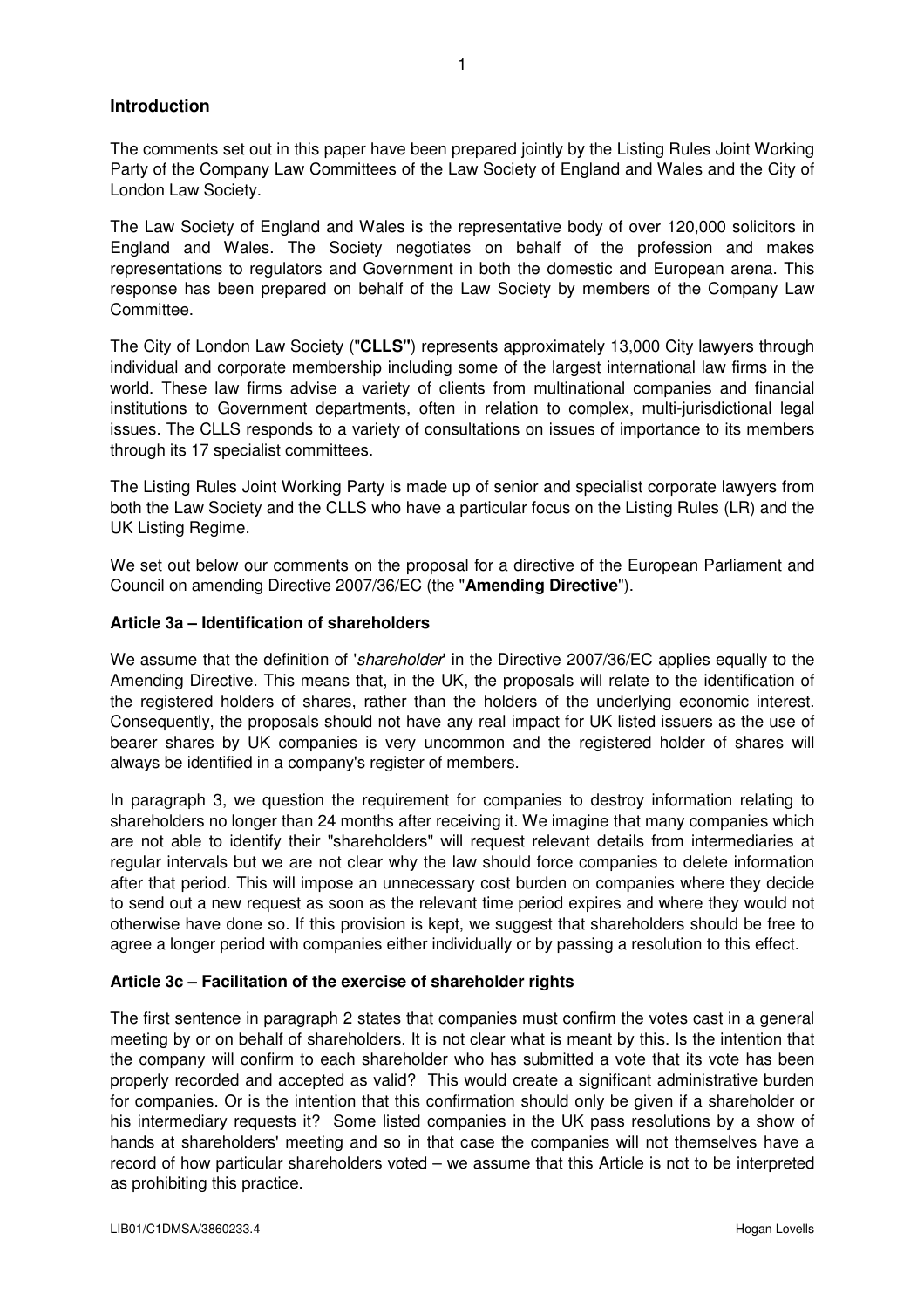## Introduction

The comments set out in this paper have been prepared jointly by the Listing Rules Joint Working Party of the Company Law Committees of the Law Society of England and Wales and the City of London Law Society.

The Law Society of England and Wales is the representative body of over 120,000 solicitors in England and Wales. The Society negotiates on behalf of the profession and makes representations to regulators and Government in both the domestic and European arena. This response has been prepared on behalf of the Law Society by members of the Company Law Committee.

The City of London Law Society ("**CLLS**") represents approximately 13,000 City lawyers through individual and corporate membership including some of the largest international law firms in the world. These law firms advise a variety of clients from multinational companies and financial institutions to Government departments, often in relation to complex, multi-jurisdictional legal issues. The CLLS responds to a variety of consultations on issues of importance to its members through its 17 specialist committees.

The Listing Rules Joint Working Party is made up of senior and specialist corporate lawyers from both the Law Society and the CLLS who have a particular focus on the Listing Rules (LR) and the UK Listing Regime.

We set out below our comments on the proposal for a directive of the European Parliament and Council on amending Directive 2007/36/EC (the "**Amending Directive**").

## Article 3a – Identification of shareholders

We assume that the definition of '*shareholder*' in the Directive 2007/36/EC applies equally to the Amending Directive. This means that, in the UK, the proposals will relate to the identification of the registered holders of shares, rather than the holders of the underlying economic interest. Consequently, the proposals should not have any real impact for UK listed issuers as the use of bearer shares by UK companies is very uncommon and the registered holder of shares will always be identified in a company's register of members.

In paragraph 3, we question the requirement for companies to destroy information relating to shareholders no longer than 24 months after receiving it. We imagine that many companies which are not able to identify their "shareholders" will request relevant details from intermediaries at regular intervals but we are not clear why the law should force companies to delete information after that period. This will impose an unnecessary cost burden on companies where they decide to send out a new request as soon as the relevant time period expires and where they would not otherwise have done so. If this provision is kept, we suggest that shareholders should be free to agree a longer period with companies either individually or by passing a resolution to this effect.

## Article 3c – Facilitation of the exercise of shareholder rights

The first sentence in paragraph 2 states that companies must confirm the votes cast in a general meeting by or on behalf of shareholders. It is not clear what is meant by this. Is the intention that the company will confirm to each shareholder who has submitted a vote that its vote has been properly recorded and accepted as valid? This would create a significant administrative burden for companies. Or is the intention that this confirmation should only be given if a shareholder or his intermediary requests it? Some listed companies in the UK pass resolutions by a show of hands at shareholders' meeting and so in that case the companies will not themselves have a record of how particular shareholders voted – we assume that this Article is not to be interpreted as prohibiting this practice.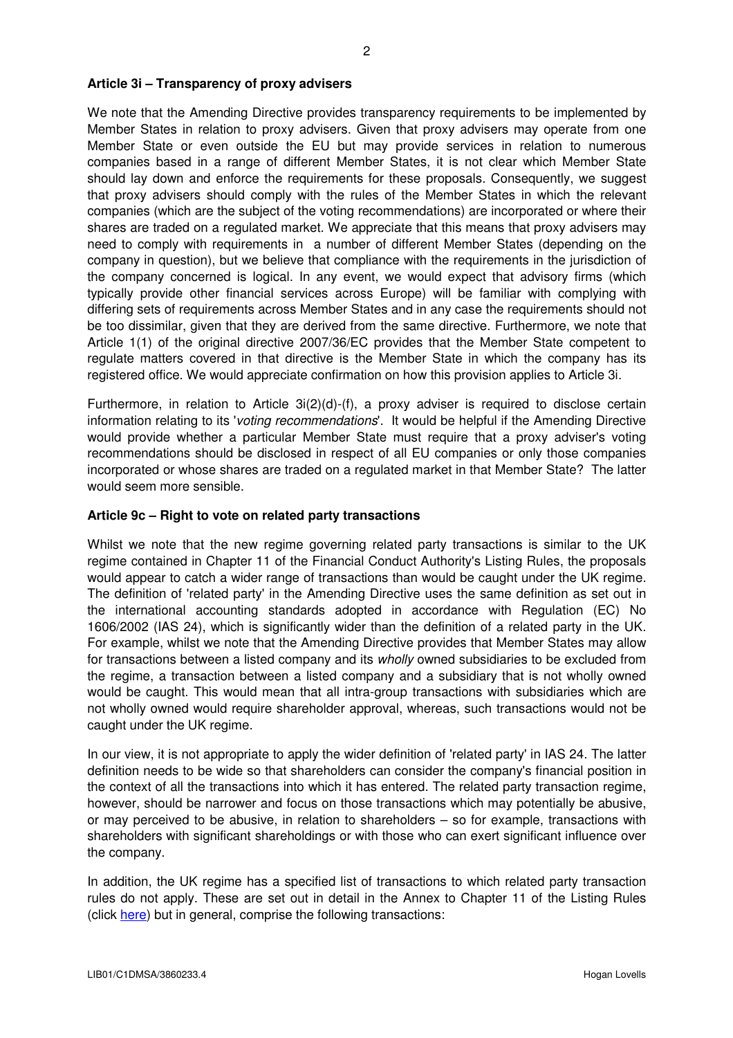**Article 3i – Transparency of proxy advisers**

We note that the Amending Directive provides transparency requirements to be implemented by Member States in relation to proxy advisers. Given that proxy advisers may operate from one Member State or even outside the EU but may provide services in relation to numerous companies based in a range of different Member States, it is not clear which Member State should lay down and enforce the requirements for these proposals. Consequently, we suggest that proxy advisers should comply with the rules of the Member States in which the relevant companies (which are the subject of the voting recommendations) are incorporated or where their shares are traded on a regulated market. We appreciate that this means that proxy advisers may need to comply with requirements in a number of different Member States (depending on the company in question), but we believe that compliance with the requirements in the jurisdiction of the company concerned is logical. In any event, we would expect that advisory firms (which typically provide other financial services across Europe) will be familiar with complying with differing sets of requirements across Member States and in any case the requirements should not be too dissimilar, given that they are derived from the same directive. Furthermore, we note that Article 1(1) of the original directive 2007/36/EC provides that the Member State competent to regulate matters covered in that directive is the Member State in which the company has its registered office. We would appreciate confirmation on how this provision applies to Article 3i.

Furthermore, in relation to Article 3i(2)(d)-(f), a proxy adviser is required to disclose certain information relating to its '*voting recommendations*'. It would be helpful if the Amending Directive would provide whether a particular Member State must require that a proxy adviser's voting recommendations should be disclosed in respect of all EU companies or only those companies incorporated or whose shares are traded on a regulated market in that Member State? The latter would seem more sensible.

**Article 9c – Right to vote on related party transactions**

Whilst we note that the new regime governing related party transactions is similar to the UK regime contained in Chapter 11 of the Financial Conduct Authority's Listing Rules, the proposals would appear to catch a wider range of transactions than would be caught under the UK regime. The definition of 'related party' in the Amending Directive uses the same definition as set out in the international accounting standards adopted in accordance with Regulation (EC) No 1606/2002 (IAS 24), which is significantly wider than the definition of a related party in the UK. For example, whilst we note that the Amending Directive provides that Member States may allow for transactions between a listed company and its *wholly* owned subsidiaries to be excluded from the regime, a transaction between a listed company and a subsidiary that is not wholly owned would be caught. This would mean that all intra-group transactions with subsidiaries which are not wholly owned would require shareholder approval, whereas, such transactions would not be caught under the UK regime.

In our view, it is not appropriate to apply the wider definition of 'related party' in IAS 24. The latter definition needs to be wide so that shareholders can consider the company's financial position in the context of all the transactions into which it has entered. The related party transaction regime, however, should be narrower and focus on those transactions which may potentially be abusive, or may perceived to be abusive, in relation to shareholders – so for example, transactions with shareholders with significant shareholdings or with those who can exert significant influence over the company.

In addition, the UK regime has a specified list of transactions to which related party transaction rules do not apply. These are set out in detail in the Annex to Chapter 11 of the Listing Rules (click here) but in general, comprise the following transactions: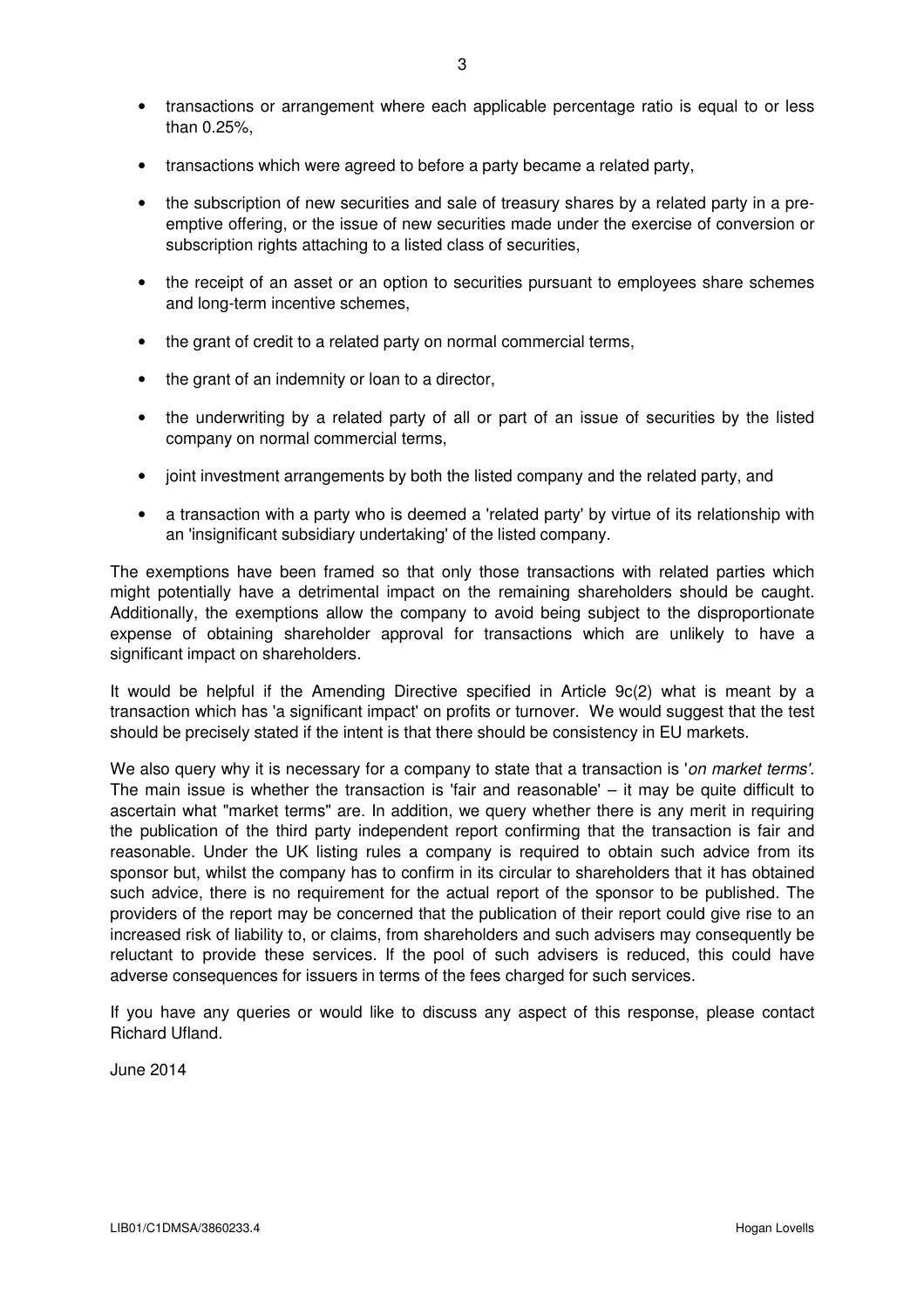- transactions or arrangement where each applicable percentage ratio is equal to or less than 0.25%,
- transactions which were agreed to before a party became a related party,
- the subscription of new securities and sale of treasury shares by a related party in a pre-emptive offering, or the issue of new securities made under the exercise of conversion or subscription rights attaching to a listed class of securities,
- the receipt of an asset or an option to securities pursuant to employees share schemes and long-term incentive schemes,
- the grant of credit to a related party on normal commercial terms,
- the grant of an indemnity or loan to a director,
- the underwriting by a related party of all or part of an issue of securities by the listed company on normal commercial terms,
- joint investment arrangements by both the listed company and the related party, and
- a transaction with a party who is deemed a 'related party' by virtue of its relationship with an 'insignificant subsidiary undertaking' of the listed company.

The exemptions have been framed so that only those transactions with related parties which might potentially have a detrimental impact on the remaining shareholders should be caught. Additionally, the exemptions allow the company to avoid being subject to the disproportionate expense of obtaining shareholder approval for transactions which are unlikely to have a significant impact on shareholders.

It would be helpful if the Amending Directive specified in Article 9c(2) what is meant by a transaction which has 'a significant impact' on profits or turnover. We would suggest that the test should be precisely stated if the intent is that there should be consistency in EU markets.

We also query why it is necessary for a company to state that a transaction is '*on market terms'*. The main issue is whether the transaction is 'fair and reasonable' – it may be quite difficult to ascertain what "market terms" are. In addition, we query whether there is any merit in requiring the publication of the third party independent report confirming that the transaction is fair and reasonable. Under the UK listing rules a company is required to obtain such advice from its sponsor but, whilst the company has to confirm in its circular to shareholders that it has obtained such advice, there is no requirement for the actual report of the sponsor to be published. The providers of the report may be concerned that the publication of their report could give rise to an increased risk of liability to, or claims, from shareholders and such advisers may consequently be reluctant to provide these services. If the pool of such advisers is reduced, this could have adverse consequences for issuers in terms of the fees charged for such services.

If you have any queries or would like to discuss any aspect of this response, please contact Richard Ufland.

June 2014